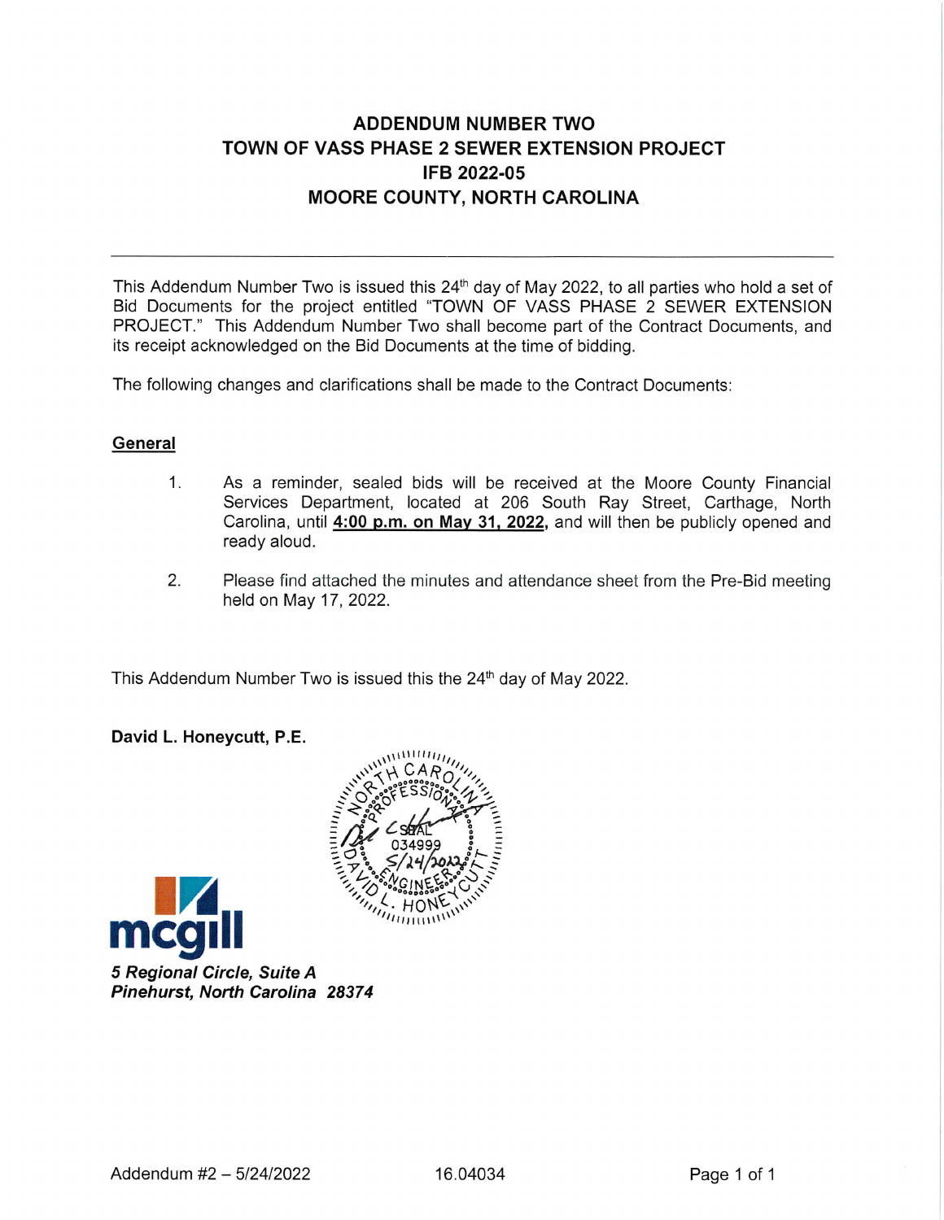# ADDENDUM NUMBER TWO
# TOWN OF VASS PHASE 2 SEWER EXTENSION PROJECT
# IFB 2022-05
# MOORE COUNTY, NORTH CAROLINA

---

This Addendum Number Two is issued this 24th day of May 2022, to all parties who hold a set of Bid Documents for the project entitled "TOWN OF VASS PHASE 2 SEWER EXTENSION PROJECT." This Addendum Number Two shall become part of the Contract Documents, and its receipt acknowledged on the Bid Documents at the time of bidding.

The following changes and clarifications shall be made to the Contract Documents:

## General

1. As a reminder, sealed bids will be received at the Moore County Financial Services Department, located at 206 South Ray Street, Carthage, North Carolina, until **4:00 p.m. on May 31, 2022,** and will then be publicly opened and ready aloud.

2. Please find attached the minutes and attendance sheet from the Pre-Bid meeting held on May 17, 2022.

This Addendum Number Two is issued this the 24th day of May 2022.

**David L. Honeycutt, P.E.**

NORTH CAROLINA PROFESSIONAL ENGINEER SEAL 034999 DAVID L. HONEYCUTT 5/24/2022

mcgill

***5 Regional Circle, Suite A***
***Pinehurst, North Carolina 28374***

Addendum #2 – 5/24/2022 16.04034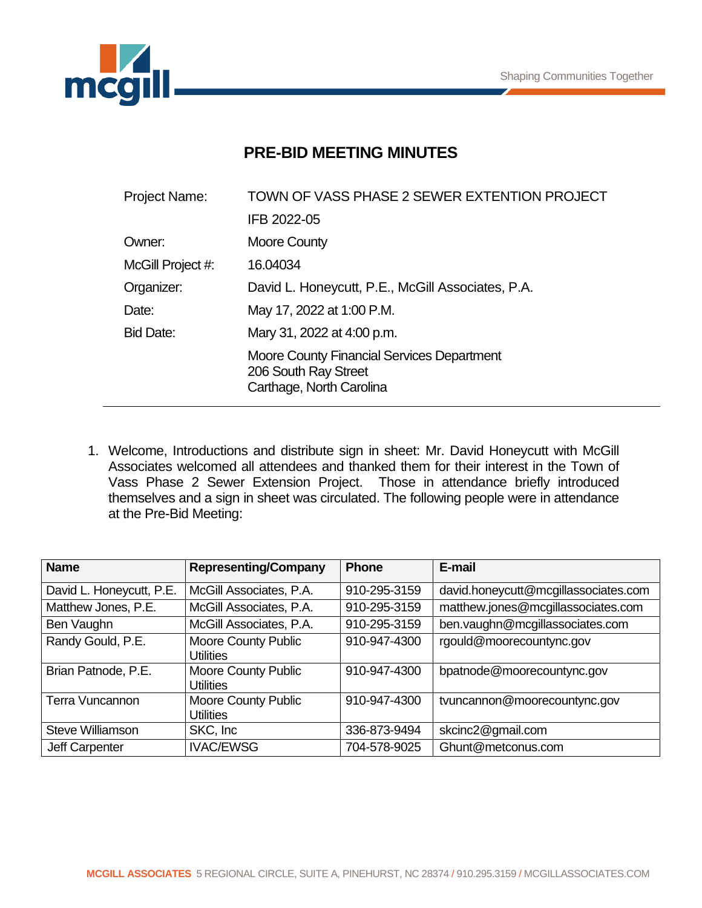# PRE-BID MEETING MINUTES

| | |
|---|---|
| Project Name: | TOWN OF VASS PHASE 2 SEWER EXTENTION PROJECT |
| | IFB 2022-05 |
| Owner: | Moore County |
| McGill Project #: | 16.04034 |
| Organizer: | David L. Honeycutt, P.E., McGill Associates, P.A. |
| Date: | May 17, 2022 at 1:00 P.M. |
| Bid Date: | Mary 31, 2022 at 4:00 p.m. |
| | Moore County Financial Services Department<br>206 South Ray Street<br>Carthage, North Carolina |

1. Welcome, Introductions and distribute sign in sheet: Mr. David Honeycutt with McGill Associates welcomed all attendees and thanked them for their interest in the Town of Vass Phase 2 Sewer Extension Project. Those in attendance briefly introduced themselves and a sign in sheet was circulated. The following people were in attendance at the Pre-Bid Meeting:

| Name | Representing/Company | Phone | E-mail |
|---|---|---|---|
| David L. Honeycutt, P.E. | McGill Associates, P.A. | 910-295-3159 | david.honeycutt@mcgillassociates.com |
| Matthew Jones, P.E. | McGill Associates, P.A. | 910-295-3159 | matthew.jones@mcgillassociates.com |
| Ben Vaughn | McGill Associates, P.A. | 910-295-3159 | ben.vaughn@mcgillassociates.com |
| Randy Gould, P.E. | Moore County Public Utilities | 910-947-4300 | rgould@moorecountync.gov |
| Brian Patnode, P.E. | Moore County Public Utilities | 910-947-4300 | bpatnode@moorecountync.gov |
| Terra Vuncannon | Moore County Public Utilities | 910-947-4300 | tvuncannon@moorecountync.gov |
| Steve Williamson | SKC, Inc | 336-873-9494 | skcinc2@gmail.com |
| Jeff Carpenter | IVAC/EWSG | 704-578-9025 | Ghunt@metconus.com |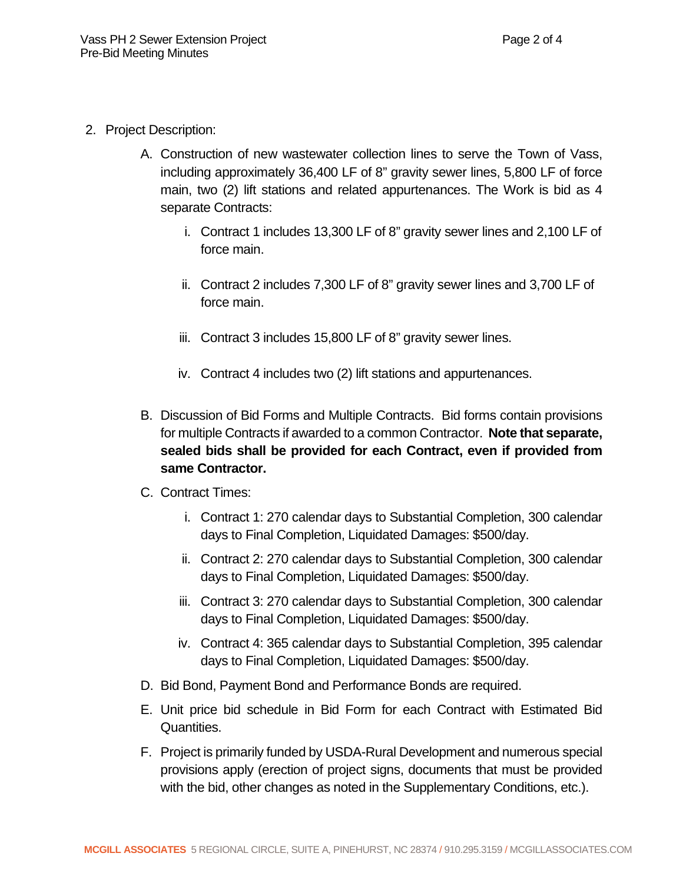2. Project Description:

   A. Construction of new wastewater collection lines to serve the Town of Vass, including approximately 36,400 LF of 8” gravity sewer lines, 5,800 LF of force main, two (2) lift stations and related appurtenances. The Work is bid as 4 separate Contracts:

      i. Contract 1 includes 13,300 LF of 8” gravity sewer lines and 2,100 LF of force main.

      ii. Contract 2 includes 7,300 LF of 8” gravity sewer lines and 3,700 LF of force main.

      iii. Contract 3 includes 15,800 LF of 8” gravity sewer lines.

      iv. Contract 4 includes two (2) lift stations and appurtenances.

   B. Discussion of Bid Forms and Multiple Contracts. Bid forms contain provisions for multiple Contracts if awarded to a common Contractor. **Note that separate, sealed bids shall be provided for each Contract, even if provided from same Contractor.**

   C. Contract Times:

      i. Contract 1: 270 calendar days to Substantial Completion, 300 calendar days to Final Completion, Liquidated Damages: $500/day.

      ii. Contract 2: 270 calendar days to Substantial Completion, 300 calendar days to Final Completion, Liquidated Damages: $500/day.

      iii. Contract 3: 270 calendar days to Substantial Completion, 300 calendar days to Final Completion, Liquidated Damages: $500/day.

      iv. Contract 4: 365 calendar days to Substantial Completion, 395 calendar days to Final Completion, Liquidated Damages: $500/day.

   D. Bid Bond, Payment Bond and Performance Bonds are required.

   E. Unit price bid schedule in Bid Form for each Contract with Estimated Bid Quantities.

   F. Project is primarily funded by USDA-Rural Development and numerous special provisions apply (erection of project signs, documents that must be provided with the bid, other changes as noted in the Supplementary Conditions, etc.).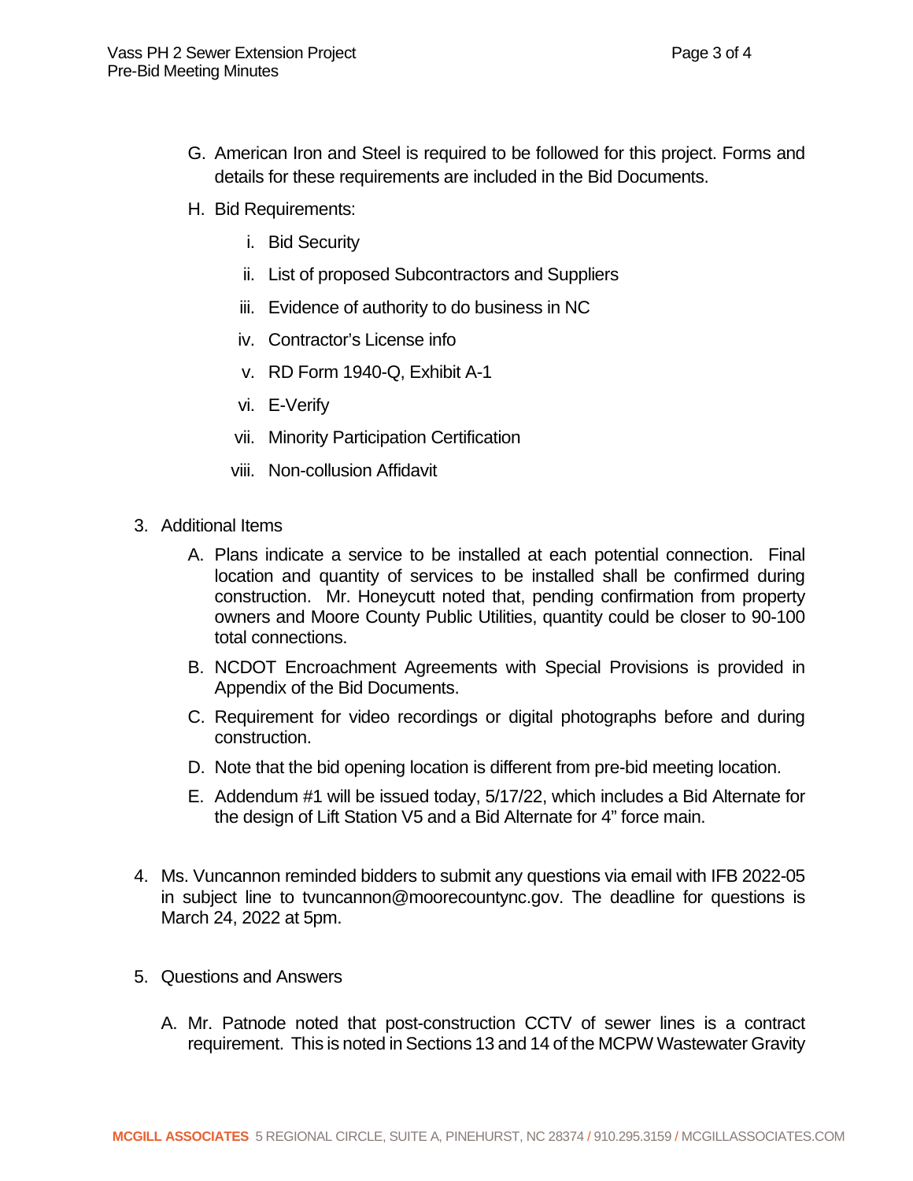G. American Iron and Steel is required to be followed for this project. Forms and details for these requirements are included in the Bid Documents.

H. Bid Requirements:

   i. Bid Security

   ii. List of proposed Subcontractors and Suppliers

   iii. Evidence of authority to do business in NC

   iv. Contractor's License info

   v. RD Form 1940-Q, Exhibit A-1

   vi. E-Verify

   vii. Minority Participation Certification

   viii. Non-collusion Affidavit

3. Additional Items

   A. Plans indicate a service to be installed at each potential connection. Final location and quantity of services to be installed shall be confirmed during construction. Mr. Honeycutt noted that, pending confirmation from property owners and Moore County Public Utilities, quantity could be closer to 90-100 total connections.

   B. NCDOT Encroachment Agreements with Special Provisions is provided in Appendix of the Bid Documents.

   C. Requirement for video recordings or digital photographs before and during construction.

   D. Note that the bid opening location is different from pre-bid meeting location.

   E. Addendum #1 will be issued today, 5/17/22, which includes a Bid Alternate for the design of Lift Station V5 and a Bid Alternate for 4" force main.

4. Ms. Vuncannon reminded bidders to submit any questions via email with IFB 2022-05 in subject line to tvuncannon@moorecountync.gov. The deadline for questions is March 24, 2022 at 5pm.

5. Questions and Answers

   A. Mr. Patnode noted that post-construction CCTV of sewer lines is a contract requirement. This is noted in Sections 13 and 14 of the MCPW Wastewater Gravity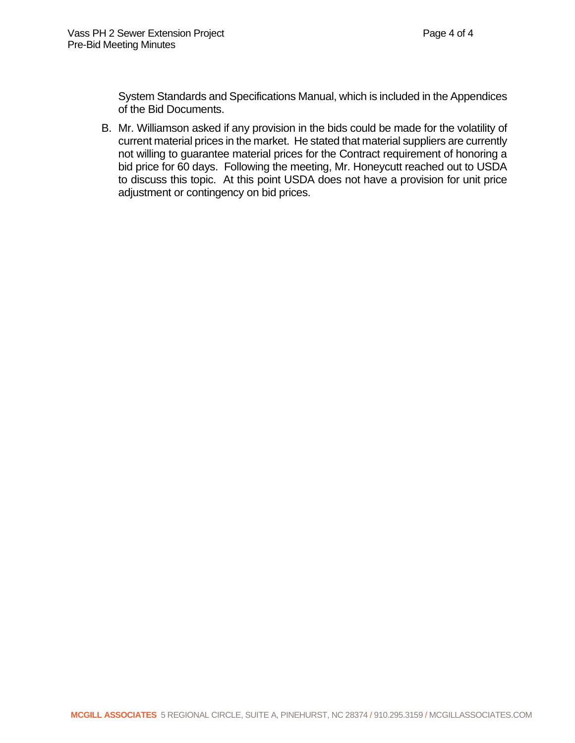System Standards and Specifications Manual, which is included in the Appendices of the Bid Documents.

B. Mr. Williamson asked if any provision in the bids could be made for the volatility of current material prices in the market. He stated that material suppliers are currently not willing to guarantee material prices for the Contract requirement of honoring a bid price for 60 days. Following the meeting, Mr. Honeycutt reached out to USDA to discuss this topic. At this point USDA does not have a provision for unit price adjustment or contingency on bid prices.